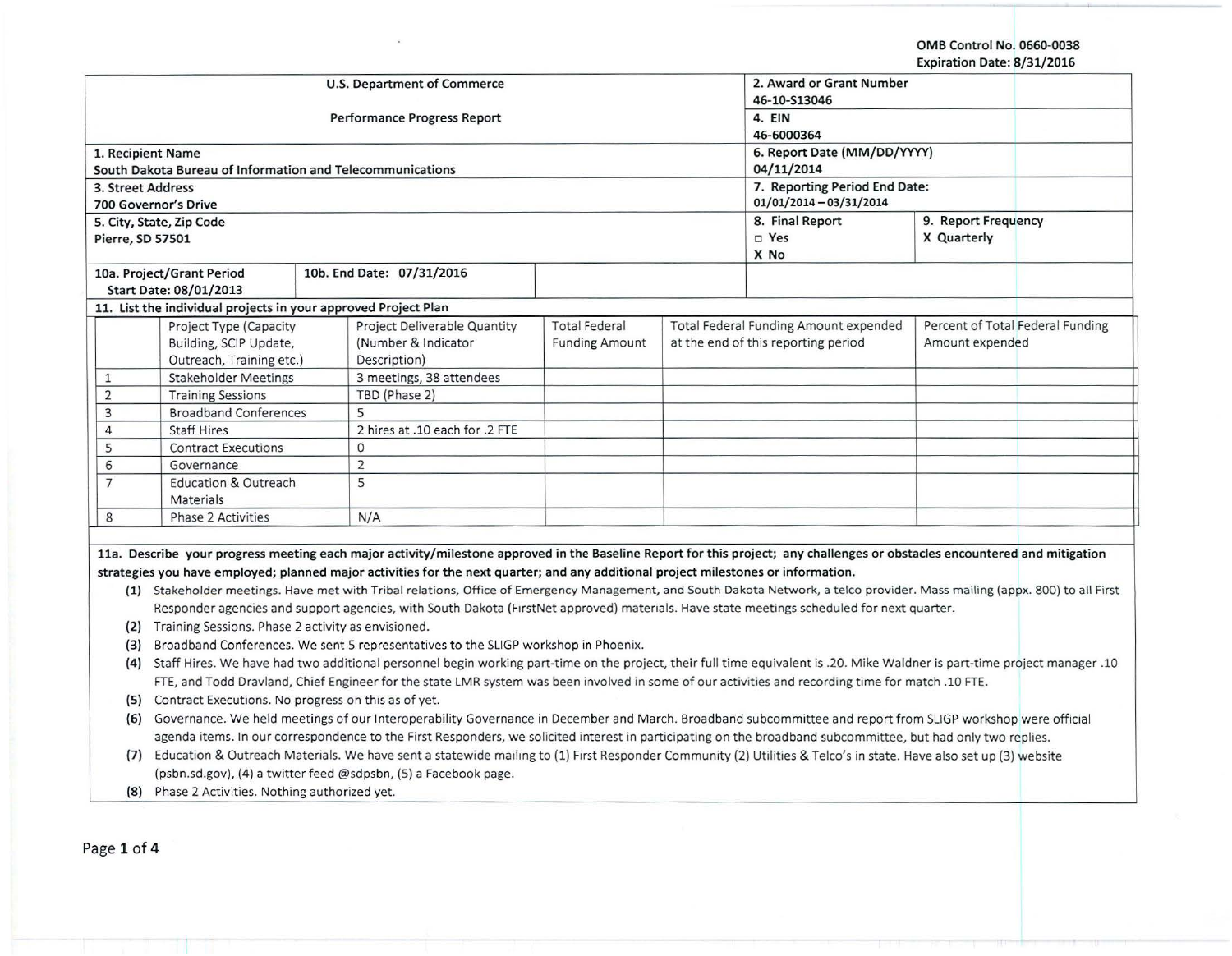OMB Control No. 0660-0038
Expiration Date: 8/31/2016

| U.S. Department of Commerce<br>Performance Progress Report | 2. Award or Grant Number<br>46-10-S13046 | |
|---|---|---|
| | 4. EIN<br>46-6000364 | |
| 1. Recipient Name<br>South Dakota Bureau of Information and Telecommunications | 6. Report Date (MM/DD/YYYY)<br>04/11/2014 | |
| 3. Street Address<br>700 Governor's Drive | 7. Reporting Period End Date:<br>01/01/2014 – 03/31/2014 | |
| 5. City, State, Zip Code<br>Pierre, SD 57501 | 8. Final Report<br>□ Yes<br>X No | 9. Report Frequency<br>X Quarterly |
| 10a. Project/Grant Period Start Date: 08/01/2013 — 10b. End Date: 07/31/2016 | | |

**11. List the individual projects in your approved Project Plan**

| | Project Type (Capacity Building, SCIP Update, Outreach, Training etc.) | Project Deliverable Quantity (Number & Indicator Description) | Total Federal Funding Amount | Total Federal Funding Amount expended at the end of this reporting period | Percent of Total Federal Funding Amount expended |
|---|---|---|---|---|---|
| 1 | Stakeholder Meetings | 3 meetings, 38 attendees | | | |
| 2 | Training Sessions | TBD (Phase 2) | | | |
| 3 | Broadband Conferences | 5 | | | |
| 4 | Staff Hires | 2 hires at .10 each for .2 FTE | | | |
| 5 | Contract Executions | 0 | | | |
| 6 | Governance | 2 | | | |
| 7 | Education & Outreach Materials | 5 | | | |
| 8 | Phase 2 Activities | N/A | | | |

**11a. Describe your progress meeting each major activity/milestone approved in the Baseline Report for this project; any challenges or obstacles encountered and mitigation strategies you have employed; planned major activities for the next quarter; and any additional project milestones or information.**

(1) Stakeholder meetings. Have met with Tribal relations, Office of Emergency Management, and South Dakota Network, a telco provider. Mass mailing (appx. 800) to all First Responder agencies and support agencies, with South Dakota (FirstNet approved) materials. Have state meetings scheduled for next quarter.

(2) Training Sessions. Phase 2 activity as envisioned.

(3) Broadband Conferences. We sent 5 representatives to the SLIGP workshop in Phoenix.

(4) Staff Hires. We have had two additional personnel begin working part-time on the project, their full time equivalent is .20. Mike Waldner is part-time project manager .10 FTE, and Todd Dravland, Chief Engineer for the state LMR system was been involved in some of our activities and recording time for match .10 FTE.

(5) Contract Executions. No progress on this as of yet.

(6) Governance. We held meetings of our Interoperability Governance in December and March. Broadband subcommittee and report from SLIGP workshop were official agenda items. In our correspondence to the First Responders, we solicited interest in participating on the broadband subcommittee, but had only two replies.

(7) Education & Outreach Materials. We have sent a statewide mailing to (1) First Responder Community (2) Utilities & Telco's in state. Have also set up (3) website (psbn.sd.gov), (4) a twitter feed @sdpsbn, (5) a Facebook page.

(8) Phase 2 Activities. Nothing authorized yet.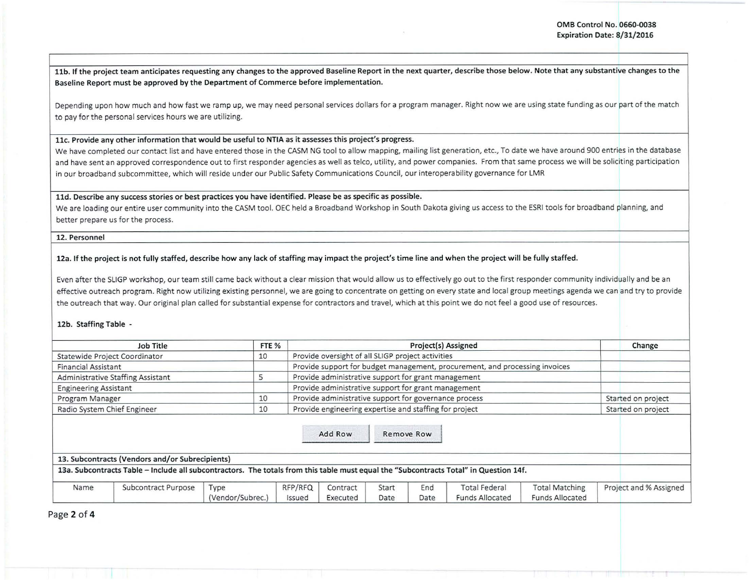**11b. If the project team anticipates requesting any changes to the approved Baseline Report in the next quarter, describe those below. Note that any substantive changes to the Baseline Report must be approved by the Department of Commerce before implementation.**

Depending upon how much and how fast we ramp up, we may need personal services dollars for a program manager. Right now we are using state funding as our part of the match to pay for the personal services hours we are utilizing.

**11c. Provide any other information that would be useful to NTIA as it assesses this project's progress.**

We have completed our contact list and have entered those in the CASM NG tool to allow mapping, mailing list generation, etc., To date we have around 900 entries in the database and have sent an approved correspondence out to first responder agencies as well as telco, utility, and power companies. From that same process we will be soliciting participation in our broadband subcommittee, which will reside under our Public Safety Communications Council, our interoperability governance for LMR

**11d. Describe any success stories or best practices you have identified. Please be as specific as possible.**

We are loading our entire user community into the CASM tool. OEC held a Broadband Workshop in South Dakota giving us access to the ESRI tools for broadband planning, and better prepare us for the process.

**12. Personnel**

**12a. If the project is not fully staffed, describe how any lack of staffing may impact the project's time line and when the project will be fully staffed.**

Even after the SLIGP workshop, our team still came back without a clear mission that would allow us to effectively go out to the first responder community individually and be an effective outreach program. Right now utilizing existing personnel, we are going to concentrate on getting on every state and local group meetings agenda we can and try to provide the outreach that way. Our original plan called for substantial expense for contractors and travel, which at this point we do not feel a good use of resources.

**12b. Staffing Table** -

| Job Title | FTE % | Project(s) Assigned | Change |
|---|---|---|---|
| Statewide Project Coordinator | 10 | Provide oversight of all SLIGP project activities | |
| Financial Assistant | | Provide support for budget management, procurement, and processing invoices | |
| Administrative Staffing Assistant | 5 | Provide administrative support for grant management | |
| Engineering Assistant | | Provide administrative support for grant management | |
| Program Manager | 10 | Provide administrative support for governance process | Started on project |
| Radio System Chief Engineer | 10 | Provide engineering expertise and staffing for project | Started on project |

**13. Subcontracts (Vendors and/or Subrecipients)**

**13a. Subcontracts Table – Include all subcontractors. The totals from this table must equal the "Subcontracts Total" in Question 14f.**

| Name | Subcontract Purpose | Type (Vendor/Subrec.) | RFP/RFQ Issued | Contract Executed | Start Date | End Date | Total Federal Funds Allocated | Total Matching Funds Allocated | Project and % Assigned |
|---|---|---|---|---|---|---|---|---|---|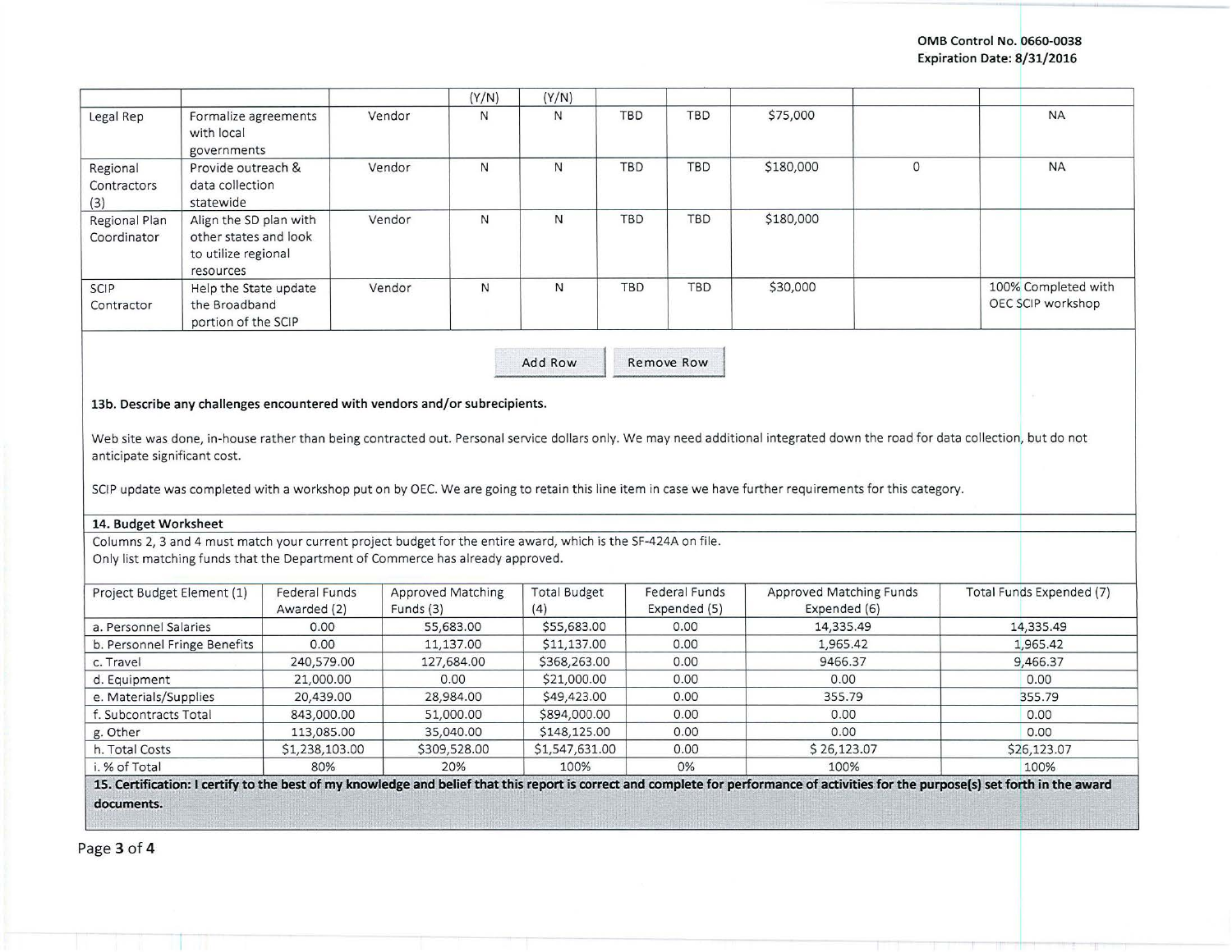OMB Control No. 0660-0038
Expiration Date: 8/31/2016

| | | | (Y/N) | (Y/N) | | | | | |
|---|---|---|---|---|---|---|---|---|---|
| Legal Rep | Formalize agreements with local governments | Vendor | N | N | TBD | TBD | $75,000 | | NA |
| Regional Contractors (3) | Provide outreach & data collection statewide | Vendor | N | N | TBD | TBD | $180,000 | 0 | NA |
| Regional Plan Coordinator | Align the SD plan with other states and look to utilize regional resources | Vendor | N | N | TBD | TBD | $180,000 | | |
| SCIP Contractor | Help the State update the Broadband portion of the SCIP | Vendor | N | N | TBD | TBD | $30,000 | | 100% Completed with OEC SCIP workshop |

Add Row | Remove Row

**13b. Describe any challenges encountered with vendors and/or subrecipients.**

Web site was done, in-house rather than being contracted out. Personal service dollars only. We may need additional integrated down the road for data collection, but do not anticipate significant cost.

SCIP update was completed with a workshop put on by OEC. We are going to retain this line item in case we have further requirements for this category.

**14. Budget Worksheet**

Columns 2, 3 and 4 must match your current project budget for the entire award, which is the SF-424A on file.
Only list matching funds that the Department of Commerce has already approved.

| Project Budget Element (1) | Federal Funds Awarded (2) | Approved Matching Funds (3) | Total Budget (4) | Federal Funds Expended (5) | Approved Matching Funds Expended (6) | Total Funds Expended (7) |
|---|---|---|---|---|---|---|
| a. Personnel Salaries | 0.00 | 55,683.00 | $55,683.00 | 0.00 | 14,335.49 | 14,335.49 |
| b. Personnel Fringe Benefits | 0.00 | 11,137.00 | $11,137.00 | 0.00 | 1,965.42 | 1,965.42 |
| c. Travel | 240,579.00 | 127,684.00 | $368,263.00 | 0.00 | 9466.37 | 9,466.37 |
| d. Equipment | 21,000.00 | 0.00 | $21,000.00 | 0.00 | 0.00 | 0.00 |
| e. Materials/Supplies | 20,439.00 | 28,984.00 | $49,423.00 | 0.00 | 355.79 | 355.79 |
| f. Subcontracts Total | 843,000.00 | 51,000.00 | $894,000.00 | 0.00 | 0.00 | 0.00 |
| g. Other | 113,085.00 | 35,040.00 | $148,125.00 | 0.00 | 0.00 | 0.00 |
| h. Total Costs | $1,238,103.00 | $309,528.00 | $1,547,631.00 | 0.00 | $ 26,123.07 | $26,123.07 |
| i. % of Total | 80% | 20% | 100% | 0% | 100% | 100% |

**15. Certification: I certify to the best of my knowledge and belief that this report is correct and complete for performance of activities for the purpose(s) set forth in the award documents.**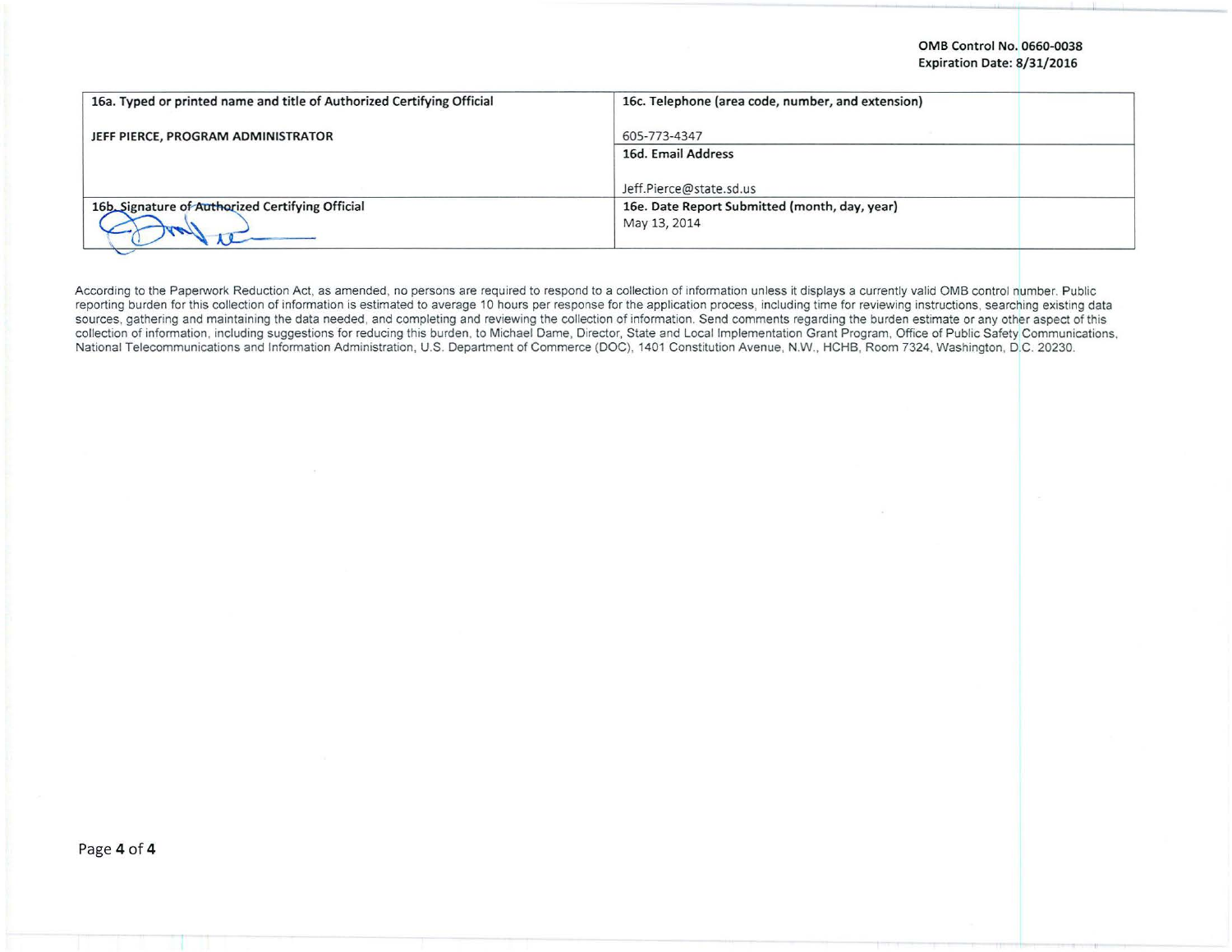OMB Control No. 0660-0038
Expiration Date: 8/31/2016

| | |
|---|---|
| **16a. Typed or printed name and title of Authorized Certifying Official**<br><br>**JEFF PIERCE, PROGRAM ADMINISTRATOR** | **16c. Telephone (area code, number, and extension)**<br><br>605-773-4347 |
| | **16d. Email Address**<br><br>Jeff.Pierce@state.sd.us |
| **16b. Signature of Authorized Certifying Official** | **16e. Date Report Submitted (month, day, year)**<br>May 13, 2014 |

According to the Paperwork Reduction Act, as amended, no persons are required to respond to a collection of information unless it displays a currently valid OMB control number. Public reporting burden for this collection of information is estimated to average 10 hours per response for the application process, including time for reviewing instructions, searching existing data sources, gathering and maintaining the data needed, and completing and reviewing the collection of information. Send comments regarding the burden estimate or any other aspect of this collection of information, including suggestions for reducing this burden, to Michael Dame, Director, State and Local Implementation Grant Program, Office of Public Safety Communications, National Telecommunications and Information Administration, U.S. Department of Commerce (DOC), 1401 Constitution Avenue, N.W., HCHB, Room 7324, Washington, D.C. 20230.